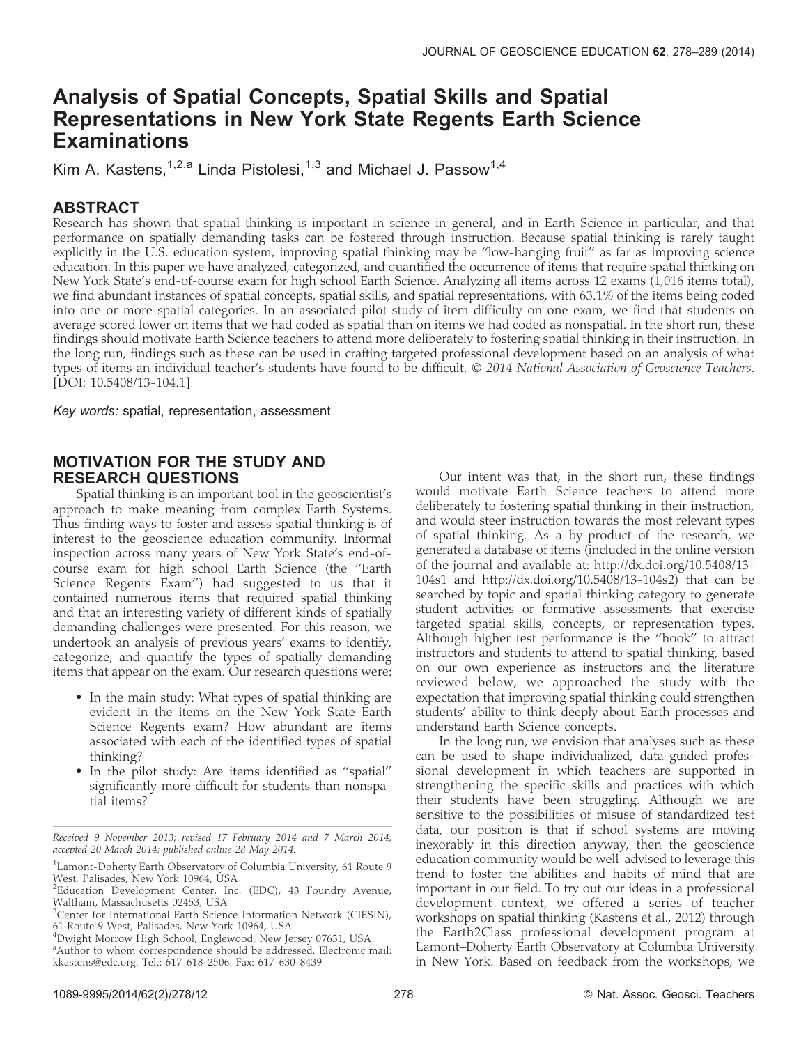# Analysis of Spatial Concepts, Spatial Skills and Spatial Representations in New York State Regents Earth Science Examinations

Kim A. Kastens,[1,2,a] Linda Pistolesi,[1,3] and Michael J. Passow[1,4]

## ABSTRACT

Research has shown that spatial thinking is important in science in general, and in Earth Science in particular, and that performance on spatially demanding tasks can be fostered through instruction. Because spatial thinking is rarely taught explicitly in the U.S. education system, improving spatial thinking may be "low-hanging fruit" as far as improving science education. In this paper we have analyzed, categorized, and quantified the occurrence of items that require spatial thinking on New York State's end-of-course exam for high school Earth Science. Analyzing all items across 12 exams (1,016 items total), we find abundant instances of spatial concepts, spatial skills, and spatial representations, with 63.1% of the items being coded into one or more spatial categories. In an associated pilot study of item difficulty on one exam, we find that students on average scored lower on items that we had coded as spatial than on items we had coded as nonspatial. In the short run, these findings should motivate Earth Science teachers to attend more deliberately to fostering spatial thinking in their instruction. In the long run, findings such as these can be used in crafting targeted professional development based on an analysis of what types of items an individual teacher's students have found to be difficult. © *2014 National Association of Geoscience Teachers*. [DOI: 10.5408/13-104.1]

*Key words:* spatial, representation, assessment

## MOTIVATION FOR THE STUDY AND RESEARCH QUESTIONS

Spatial thinking is an important tool in the geoscientist's approach to make meaning from complex Earth Systems. Thus finding ways to foster and assess spatial thinking is of interest to the geoscience education community. Informal inspection across many years of New York State's end-of-course exam for high school Earth Science (the "Earth Science Regents Exam") had suggested to us that it contained numerous items that required spatial thinking and that an interesting variety of different kinds of spatially demanding challenges were presented. For this reason, we undertook an analysis of previous years' exams to identify, categorize, and quantify the types of spatially demanding items that appear on the exam. Our research questions were:

- In the main study: What types of spatial thinking are evident in the items on the New York State Earth Science Regents exam? How abundant are items associated with each of the identified types of spatial thinking?
- In the pilot study: Are items identified as "spatial" significantly more difficult for students than nonspatial items?

*Received 9 November 2013; revised 17 February 2014 and 7 March 2014; accepted 20 March 2014; published online 28 May 2014.*

[1]Lamont-Doherty Earth Observatory of Columbia University, 61 Route 9 West, Palisades, New York 10964, USA

[2]Education Development Center, Inc. (EDC), 43 Foundry Avenue, Waltham, Massachusetts 02453, USA

[3]Center for International Earth Science Information Network (CIESIN), 61 Route 9 West, Palisades, New York 10964, USA

[4]Dwight Morrow High School, Englewood, New Jersey 07631, USA

[a]Author to whom correspondence should be addressed. Electronic mail: kkastens@edc.org. Tel.: 617-618-2506. Fax: 617-630-8439

Our intent was that, in the short run, these findings would motivate Earth Science teachers to attend more deliberately to fostering spatial thinking in their instruction, and would steer instruction towards the most relevant types of spatial thinking. As a by-product of the research, we generated a database of items (included in the online version of the journal and available at: http://dx.doi.org/10.5408/13-104s1 and http://dx.doi.org/10.5408/13-104s2) that can be searched by topic and spatial thinking category to generate student activities or formative assessments that exercise targeted spatial skills, concepts, or representation types. Although higher test performance is the "hook" to attract instructors and students to attend to spatial thinking, based on our own experience as instructors and the literature reviewed below, we approached the study with the expectation that improving spatial thinking could strengthen students' ability to think deeply about Earth processes and understand Earth Science concepts.

In the long run, we envision that analyses such as these can be used to shape individualized, data-guided professional development in which teachers are supported in strengthening the specific skills and practices with which their students have been struggling. Although we are sensitive to the possibilities of misuse of standardized test data, our position is that if school systems are moving inexorably in this direction anyway, then the geoscience education community would be well-advised to leverage this trend to foster the abilities and habits of mind that are important in our field. To try out our ideas in a professional development context, we offered a series of teacher workshops on spatial thinking (Kastens et al., 2012) through the Earth2Class professional development program at Lamont–Doherty Earth Observatory at Columbia University in New York. Based on feedback from the workshops, we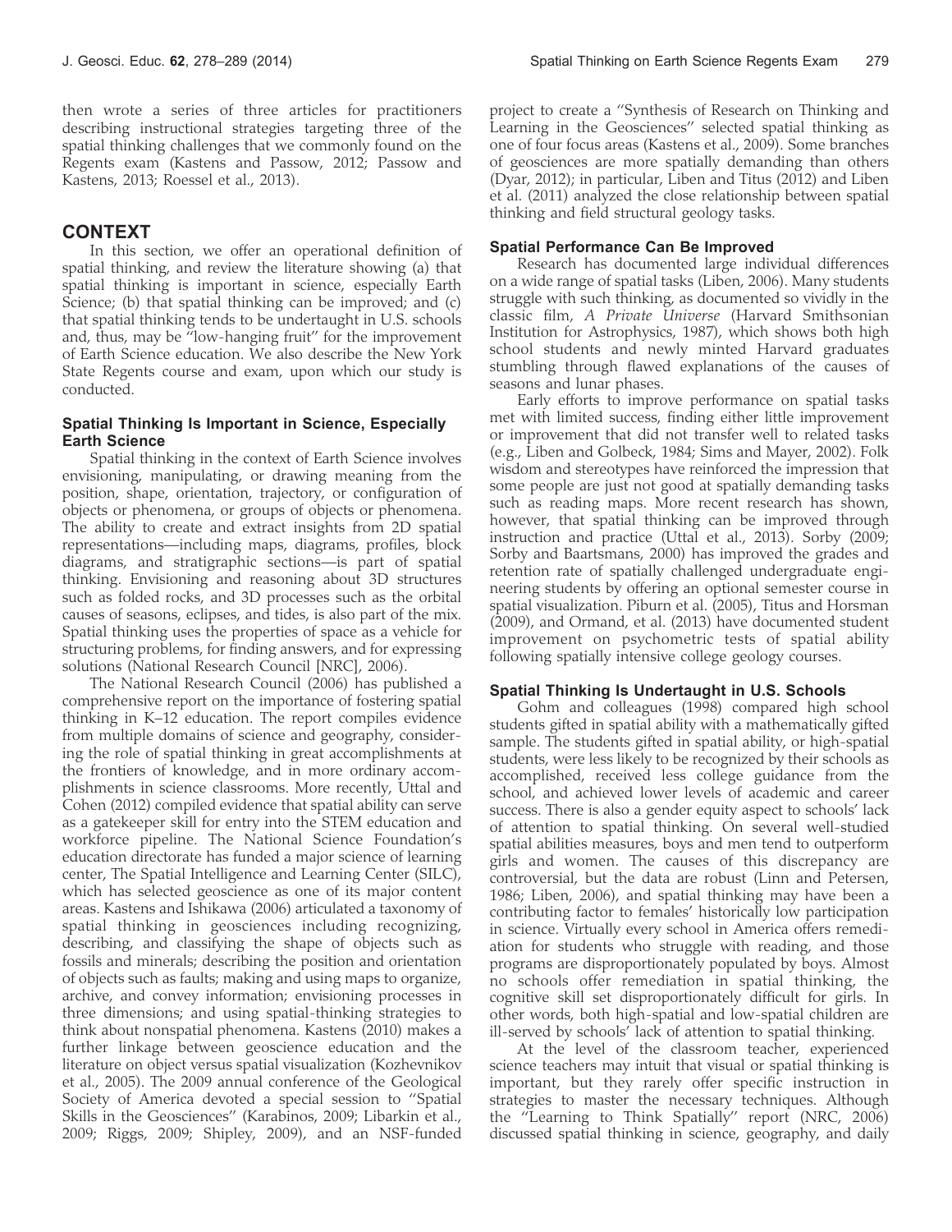then wrote a series of three articles for practitioners describing instructional strategies targeting three of the spatial thinking challenges that we commonly found on the Regents exam (Kastens and Passow, 2012; Passow and Kastens, 2013; Roessel et al., 2013).

## CONTEXT

In this section, we offer an operational definition of spatial thinking, and review the literature showing (a) that spatial thinking is important in science, especially Earth Science; (b) that spatial thinking can be improved; and (c) that spatial thinking tends to be undertaught in U.S. schools and, thus, may be "low-hanging fruit" for the improvement of Earth Science education. We also describe the New York State Regents course and exam, upon which our study is conducted.

### Spatial Thinking Is Important in Science, Especially Earth Science

Spatial thinking in the context of Earth Science involves envisioning, manipulating, or drawing meaning from the position, shape, orientation, trajectory, or configuration of objects or phenomena, or groups of objects or phenomena. The ability to create and extract insights from 2D spatial representations—including maps, diagrams, profiles, block diagrams, and stratigraphic sections—is part of spatial thinking. Envisioning and reasoning about 3D structures such as folded rocks, and 3D processes such as the orbital causes of seasons, eclipses, and tides, is also part of the mix. Spatial thinking uses the properties of space as a vehicle for structuring problems, for finding answers, and for expressing solutions (National Research Council [NRC], 2006).

The National Research Council (2006) has published a comprehensive report on the importance of fostering spatial thinking in K–12 education. The report compiles evidence from multiple domains of science and geography, considering the role of spatial thinking in great accomplishments at the frontiers of knowledge, and in more ordinary accomplishments in science classrooms. More recently, Uttal and Cohen (2012) compiled evidence that spatial ability can serve as a gatekeeper skill for entry into the STEM education and workforce pipeline. The National Science Foundation's education directorate has funded a major science of learning center, The Spatial Intelligence and Learning Center (SILC), which has selected geoscience as one of its major content areas. Kastens and Ishikawa (2006) articulated a taxonomy of spatial thinking in geosciences including recognizing, describing, and classifying the shape of objects such as fossils and minerals; describing the position and orientation of objects such as faults; making and using maps to organize, archive, and convey information; envisioning processes in three dimensions; and using spatial-thinking strategies to think about nonspatial phenomena. Kastens (2010) makes a further linkage between geoscience education and the literature on object versus spatial visualization (Kozhevnikov et al., 2005). The 2009 annual conference of the Geological Society of America devoted a special session to "Spatial Skills in the Geosciences" (Karabinos, 2009; Libarkin et al., 2009; Riggs, 2009; Shipley, 2009), and an NSF-funded project to create a "Synthesis of Research on Thinking and Learning in the Geosciences" selected spatial thinking as one of four focus areas (Kastens et al., 2009). Some branches of geosciences are more spatially demanding than others (Dyar, 2012); in particular, Liben and Titus (2012) and Liben et al. (2011) analyzed the close relationship between spatial thinking and field structural geology tasks.

### Spatial Performance Can Be Improved

Research has documented large individual differences on a wide range of spatial tasks (Liben, 2006). Many students struggle with such thinking, as documented so vividly in the classic film, *A Private Universe* (Harvard Smithsonian Institution for Astrophysics, 1987), which shows both high school students and newly minted Harvard graduates stumbling through flawed explanations of the causes of seasons and lunar phases.

Early efforts to improve performance on spatial tasks met with limited success, finding either little improvement or improvement that did not transfer well to related tasks (e.g., Liben and Golbeck, 1984; Sims and Mayer, 2002). Folk wisdom and stereotypes have reinforced the impression that some people are just not good at spatially demanding tasks such as reading maps. More recent research has shown, however, that spatial thinking can be improved through instruction and practice (Uttal et al., 2013). Sorby (2009; Sorby and Baartsmans, 2000) has improved the grades and retention rate of spatially challenged undergraduate engineering students by offering an optional semester course in spatial visualization. Piburn et al. (2005), Titus and Horsman (2009), and Ormand, et al. (2013) have documented student improvement on psychometric tests of spatial ability following spatially intensive college geology courses.

### Spatial Thinking Is Undertaught in U.S. Schools

Gohm and colleagues (1998) compared high school students gifted in spatial ability with a mathematically gifted sample. The students gifted in spatial ability, or high-spatial students, were less likely to be recognized by their schools as accomplished, received less college guidance from the school, and achieved lower levels of academic and career success. There is also a gender equity aspect to schools' lack of attention to spatial thinking. On several well-studied spatial abilities measures, boys and men tend to outperform girls and women. The causes of this discrepancy are controversial, but the data are robust (Linn and Petersen, 1986; Liben, 2006), and spatial thinking may have been a contributing factor to females' historically low participation in science. Virtually every school in America offers remediation for students who struggle with reading, and those programs are disproportionately populated by boys. Almost no schools offer remediation in spatial thinking, the cognitive skill set disproportionally difficult for girls. In other words, both high-spatial and low-spatial children are ill-served by schools' lack of attention to spatial thinking.

At the level of the classroom teacher, experienced science teachers may intuit that visual or spatial thinking is important, but they rarely offer specific instruction in strategies to master the necessary techniques. Although the "Learning to Think Spatially" report (NRC, 2006) discussed spatial thinking in science, geography, and daily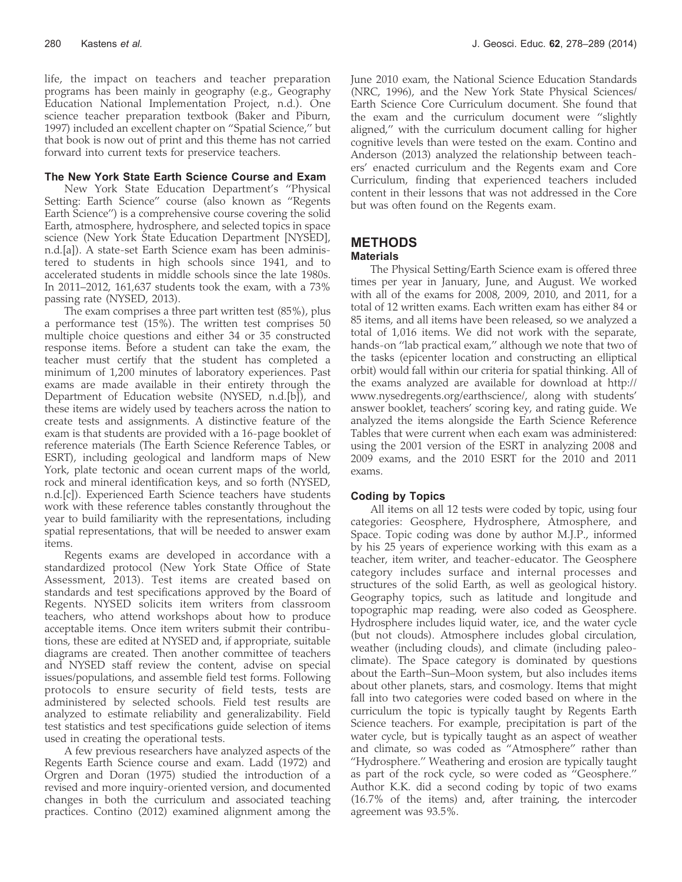life, the impact on teachers and teacher preparation programs has been mainly in geography (e.g., Geography Education National Implementation Project, n.d.). One science teacher preparation textbook (Baker and Piburn, 1997) included an excellent chapter on "Spatial Science," but that book is now out of print and this theme has not carried forward into current texts for preservice teachers.

### The New York State Earth Science Course and Exam

New York State Education Department's "Physical Setting: Earth Science" course (also known as "Regents Earth Science") is a comprehensive course covering the solid Earth, atmosphere, hydrosphere, and selected topics in space science (New York State Education Department [NYSED], n.d.[a]). A state-set Earth Science exam has been administered to students in high schools since 1941, and to accelerated students in middle schools since the late 1980s. In 2011–2012, 161,637 students took the exam, with a 73% passing rate (NYSED, 2013).

The exam comprises a three part written test (85%), plus a performance test (15%). The written test comprises 50 multiple choice questions and either 34 or 35 constructed response items. Before a student can take the exam, the teacher must certify that the student has completed a minimum of 1,200 minutes of laboratory experiences. Past exams are made available in their entirety through the Department of Education website (NYSED, n.d.[b]), and these items are widely used by teachers across the nation to create tests and assignments. A distinctive feature of the exam is that students are provided with a 16-page booklet of reference materials (The Earth Science Reference Tables, or ESRT), including geological and landform maps of New York, plate tectonic and ocean current maps of the world, rock and mineral identification keys, and so forth (NYSED, n.d.[c]). Experienced Earth Science teachers have students work with these reference tables constantly throughout the year to build familiarity with the representations, including spatial representations, that will be needed to answer exam items.

Regents exams are developed in accordance with a standardized protocol (New York State Office of State Assessment, 2013). Test items are created based on standards and test specifications approved by the Board of Regents. NYSED solicits item writers from classroom teachers, who attend workshops about how to produce acceptable items. Once item writers submit their contributions, these are edited at NYSED and, if appropriate, suitable diagrams are created. Then another committee of teachers and NYSED staff review the content, advise on special issues/populations, and assemble field test forms. Following protocols to ensure security of field tests, tests are administered by selected schools. Field test results are analyzed to estimate reliability and generalizability. Field test statistics and test specifications guide selection of items used in creating the operational tests.

A few previous researchers have analyzed aspects of the Regents Earth Science course and exam. Ladd (1972) and Orgren and Doran (1975) studied the introduction of a revised and more inquiry-oriented version, and documented changes in both the curriculum and associated teaching practices. Contino (2012) examined alignment among the June 2010 exam, the National Science Education Standards (NRC, 1996), and the New York State Physical Sciences/ Earth Science Core Curriculum document. She found that the exam and the curriculum document were "slightly aligned," with the curriculum document calling for higher cognitive levels than were tested on the exam. Contino and Anderson (2013) analyzed the relationship between teachers' enacted curriculum and the Regents exam and Core Curriculum, finding that experienced teachers included content in their lessons that was not addressed in the Core but was often found on the Regents exam.

## METHODS

### Materials

The Physical Setting/Earth Science exam is offered three times per year in January, June, and August. We worked with all of the exams for 2008, 2009, 2010, and 2011, for a total of 12 written exams. Each written exam has either 84 or 85 items, and all items have been released, so we analyzed a total of 1,016 items. We did not work with the separate, hands-on "lab practical exam," although we note that two of the tasks (epicenter location and constructing an elliptical orbit) would fall within our criteria for spatial thinking. All of the exams analyzed are available for download at http://www.nysedregents.org/earthscience/, along with students' answer booklet, teachers' scoring key, and rating guide. We analyzed the items alongside the Earth Science Reference Tables that were current when each exam was administered: using the 2001 version of the ESRT in analyzing 2008 and 2009 exams, and the 2010 ESRT for the 2010 and 2011 exams.

### Coding by Topics

All items on all 12 tests were coded by topic, using four categories: Geosphere, Hydrosphere, Atmosphere, and Space. Topic coding was done by author M.J.P., informed by his 25 years of experience working with this exam as a teacher, item writer, and teacher-educator. The Geosphere category includes surface and internal processes and structures of the solid Earth, as well as geological history. Geography topics, such as latitude and longitude and topographic map reading, were also coded as Geosphere. Hydrosphere includes liquid water, ice, and the water cycle (but not clouds). Atmosphere includes global circulation, weather (including clouds), and climate (including paleoclimate). The Space category is dominated by questions about the Earth–Sun–Moon system, but also includes items about other planets, stars, and cosmology. Items that might fall into two categories were coded based on where in the curriculum the topic is typically taught by Regents Earth Science teachers. For example, precipitation is part of the water cycle, but is typically taught as an aspect of weather and climate, so was coded as "Atmosphere" rather than "Hydrosphere." Weathering and erosion are typically taught as part of the rock cycle, so were coded as "Geosphere." Author K.K. did a second coding by topic of two exams (16.7% of the items) and, after training, the intercoder agreement was 93.5%.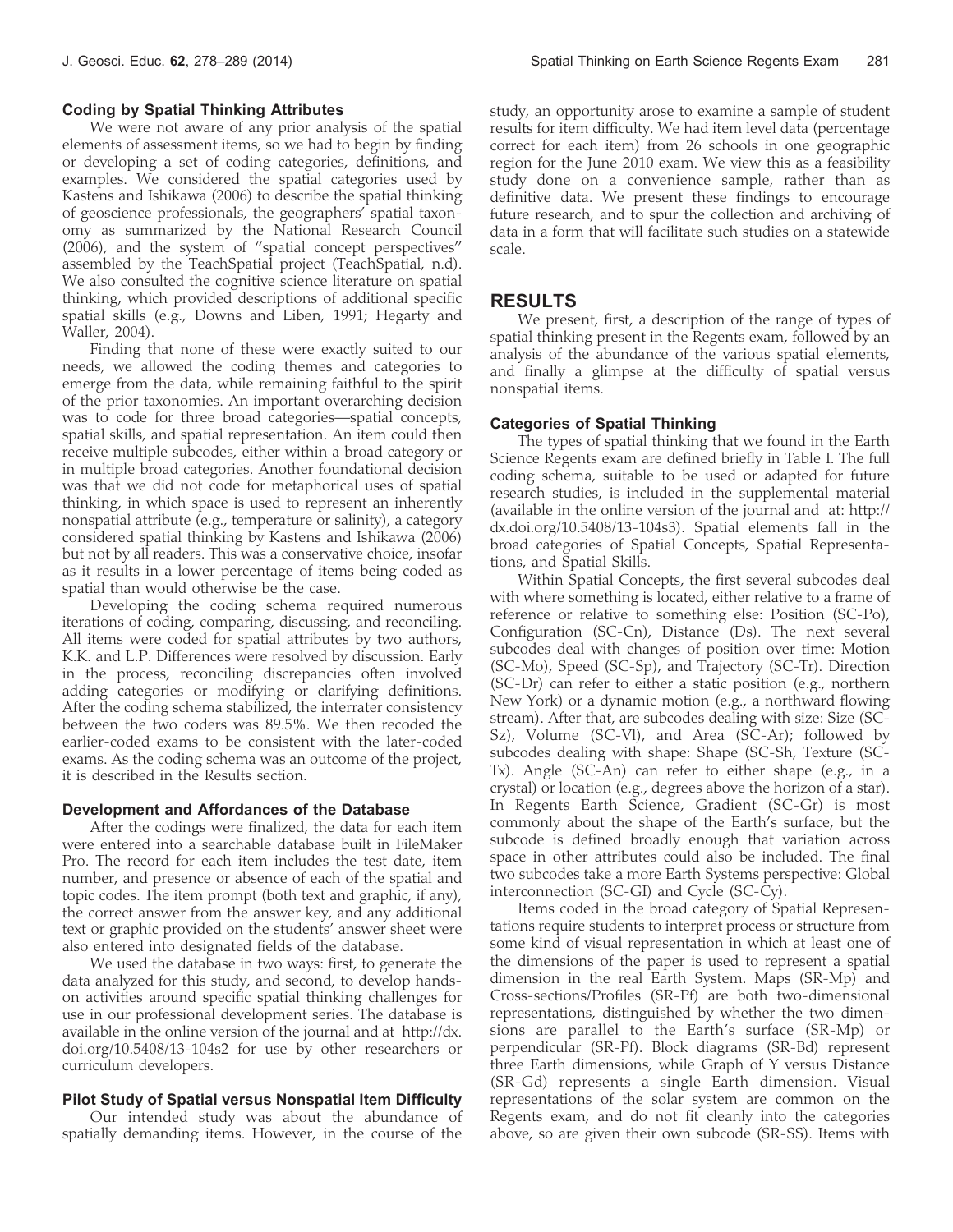### Coding by Spatial Thinking Attributes

We were not aware of any prior analysis of the spatial elements of assessment items, so we had to begin by finding or developing a set of coding categories, definitions, and examples. We considered the spatial categories used by Kastens and Ishikawa (2006) to describe the spatial thinking of geoscience professionals, the geographers' spatial taxonomy as summarized by the National Research Council (2006), and the system of "spatial concept perspectives" assembled by the TeachSpatial project (TeachSpatial, n.d). We also consulted the cognitive science literature on spatial thinking, which provided descriptions of additional specific spatial skills (e.g., Downs and Liben, 1991; Hegarty and Waller, 2004).

Finding that none of these were exactly suited to our needs, we allowed the coding themes and categories to emerge from the data, while remaining faithful to the spirit of the prior taxonomies. An important overarching decision was to code for three broad categories—spatial concepts, spatial skills, and spatial representation. An item could then receive multiple subcodes, either within a broad category or in multiple broad categories. Another foundational decision was that we did not code for metaphorical uses of spatial thinking, in which space is used to represent an inherently nonspatial attribute (e.g., temperature or salinity), a category considered spatial thinking by Kastens and Ishikawa (2006) but not by all readers. This was a conservative choice, insofar as it results in a lower percentage of items being coded as spatial than would otherwise be the case.

Developing the coding schema required numerous iterations of coding, comparing, discussing, and reconciling. All items were coded for spatial attributes by two authors, K.K. and L.P. Differences were resolved by discussion. Early in the process, reconciling discrepancies often involved adding categories or modifying or clarifying definitions. After the coding schema stabilized, the interrater consistency between the two coders was 89.5%. We then recoded the earlier-coded exams to be consistent with the later-coded exams. As the coding schema was an outcome of the project, it is described in the Results section.

### Development and Affordances of the Database

After the codings were finalized, the data for each item were entered into a searchable database built in FileMaker Pro. The record for each item includes the test date, item number, and presence or absence of each of the spatial and topic codes. The item prompt (both text and graphic, if any), the correct answer from the answer key, and any additional text or graphic provided on the students' answer sheet were also entered into designated fields of the database.

We used the database in two ways: first, to generate the data analyzed for this study, and second, to develop hands-on activities around specific spatial thinking challenges for use in our professional development series. The database is available in the online version of the journal and at http://dx.doi.org/10.5408/13-104s2 for use by other researchers or curriculum developers.

### Pilot Study of Spatial versus Nonspatial Item Difficulty

Our intended study was about the abundance of spatially demanding items. However, in the course of the study, an opportunity arose to examine a sample of student results for item difficulty. We had item level data (percentage correct for each item) from 26 schools in one geographic region for the June 2010 exam. We view this as a feasibility study done on a convenience sample, rather than as definitive data. We present these findings to encourage future research, and to spur the collection and archiving of data in a form that will facilitate such studies on a statewide scale.

## RESULTS

We present, first, a description of the range of types of spatial thinking present in the Regents exam, followed by an analysis of the abundance of the various spatial elements, and finally a glimpse at the difficulty of spatial versus nonspatial items.

### Categories of Spatial Thinking

The types of spatial thinking that we found in the Earth Science Regents exam are defined briefly in Table I. The full coding schema, suitable to be used or adapted for future research studies, is included in the supplemental material (available in the online version of the journal and at: http://dx.doi.org/10.5408/13-104s3). Spatial elements fall in the broad categories of Spatial Concepts, Spatial Representations, and Spatial Skills.

Within Spatial Concepts, the first several subcodes deal with where something is located, either relative to a frame of reference or relative to something else: Position (SC-Po), Configuration (SC-Cn), Distance (Ds). The next several subcodes deal with changes of position over time: Motion (SC-Mo), Speed (SC-Sp), and Trajectory (SC-Tr). Direction (SC-Dr) can refer to either a static position (e.g., northern New York) or a dynamic motion (e.g., a northward flowing stream). After that, are subcodes dealing with size: Size (SC-Sz), Volume (SC-Vl), and Area (SC-Ar); followed by subcodes dealing with shape: Shape (SC-Sh, Texture (SC-Tx). Angle (SC-An) can refer to either shape (e.g., in a crystal) or location (e.g., degrees above the horizon of a star). In Regents Earth Science, Gradient (SC-Gr) is most commonly about the shape of the Earth's surface, but the subcode is defined broadly enough that variation across space in other attributes could also be included. The final two subcodes take a more Earth Systems perspective: Global interconnection (SC-GI) and Cycle (SC-Cy).

Items coded in the broad category of Spatial Representations require students to interpret process or structure from some kind of visual representation in which at least one of the dimensions of the paper is used to represent a spatial dimension in the real Earth System. Maps (SR-Mp) and Cross-sections/Profiles (SR-Pf) are both two-dimensional representations, distinguished by whether the two dimensions are parallel to the Earth's surface (SR-Mp) or perpendicular (SR-Pf). Block diagrams (SR-Bd) represent three Earth dimensions, while Graph of Y versus Distance (SR-Gd) represents a single Earth dimension. Visual representations of the solar system are common on the Regents exam, and do not fit cleanly into the categories above, so are given their own subcode (SR-SS). Items with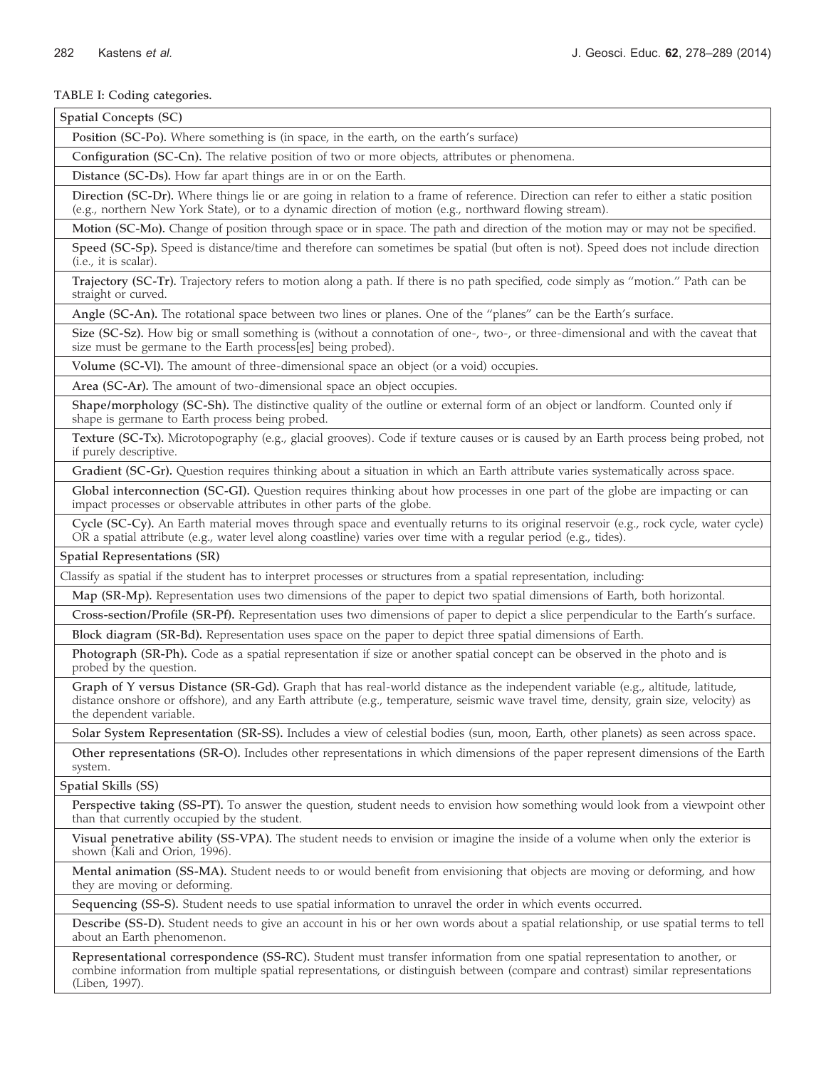TABLE I: Coding categories.

| |
|---|
| **Spatial Concepts (SC)** |
| **Position (SC-Po).** Where something is (in space, in the earth, on the earth's surface) |
| **Configuration (SC-Cn).** The relative position of two or more objects, attributes or phenomena. |
| **Distance (SC-Ds).** How far apart things are in or on the Earth. |
| **Direction (SC-Dr).** Where things lie or are going in relation to a frame of reference. Direction can refer to either a static position (e.g., northern New York State), or to a dynamic direction of motion (e.g., northward flowing stream). |
| **Motion (SC-Mo).** Change of position through space or in space. The path and direction of the motion may or may not be specified. |
| **Speed (SC-Sp).** Speed is distance/time and therefore can sometimes be spatial (but often is not). Speed does not include direction (i.e., it is scalar). |
| **Trajectory (SC-Tr).** Trajectory refers to motion along a path. If there is no path specified, code simply as "motion." Path can be straight or curved. |
| **Angle (SC-An).** The rotational space between two lines or planes. One of the "planes" can be the Earth's surface. |
| **Size (SC-Sz).** How big or small something is (without a connotation of one-, two-, or three-dimensional and with the caveat that size must be germane to the Earth process[es] being probed). |
| **Volume (SC-Vl).** The amount of three-dimensional space an object (or a void) occupies. |
| **Area (SC-Ar).** The amount of two-dimensional space an object occupies. |
| **Shape/morphology (SC-Sh).** The distinctive quality of the outline or external form of an object or landform. Counted only if shape is germane to Earth process being probed. |
| **Texture (SC-Tx).** Microtopography (e.g., glacial grooves). Code if texture causes or is caused by an Earth process being probed, not if purely descriptive. |
| **Gradient (SC-Gr).** Question requires thinking about a situation in which an Earth attribute varies systematically across space. |
| **Global interconnection (SC-GI).** Question requires thinking about how processes in one part of the globe are impacting or can impact processes or observable attributes in other parts of the globe. |
| **Cycle (SC-Cy).** An Earth material moves through space and eventually returns to its original reservoir (e.g., rock cycle, water cycle) OR a spatial attribute (e.g., water level along coastline) varies over time with a regular period (e.g., tides). |
| **Spatial Representations (SR)** |
| Classify as spatial if the student has to interpret processes or structures from a spatial representation, including: |
| **Map (SR-Mp).** Representation uses two dimensions of the paper to depict two spatial dimensions of Earth, both horizontal. |
| **Cross-section/Profile (SR-Pf).** Representation uses two dimensions of paper to depict a slice perpendicular to the Earth's surface. |
| **Block diagram (SR-Bd).** Representation uses space on the paper to depict three spatial dimensions of Earth. |
| **Photograph (SR-Ph).** Code as a spatial representation if size or another spatial concept can be observed in the photo and is probed by the question. |
| **Graph of Y versus Distance (SR-Gd).** Graph that has real-world distance as the independent variable (e.g., altitude, latitude, distance onshore or offshore), and any Earth attribute (e.g., temperature, seismic wave travel time, density, grain size, velocity) as the dependent variable. |
| **Solar System Representation (SR-SS).** Includes a view of celestial bodies (sun, moon, Earth, other planets) as seen across space. |
| **Other representations (SR-O).** Includes other representations in which dimensions of the paper represent dimensions of the Earth system. |
| **Spatial Skills (SS)** |
| **Perspective taking (SS-PT).** To answer the question, student needs to envision how something would look from a viewpoint other than that currently occupied by the student. |
| **Visual penetrative ability (SS-VPA).** The student needs to envision or imagine the inside of a volume when only the exterior is shown (Kali and Orion, 1996). |
| **Mental animation (SS-MA).** Student needs to or would benefit from envisioning that objects are moving or deforming, and how they are moving or deforming. |
| **Sequencing (SS-S).** Student needs to use spatial information to unravel the order in which events occurred. |
| **Describe (SS-D).** Student needs to give an account in his or her own words about a spatial relationship, or use spatial terms to tell about an Earth phenomenon. |
| **Representational correspondence (SS-RC).** Student must transfer information from one spatial representation to another, or combine information from multiple spatial representations, or distinguish between (compare and contrast) similar representations (Liben, 1997). |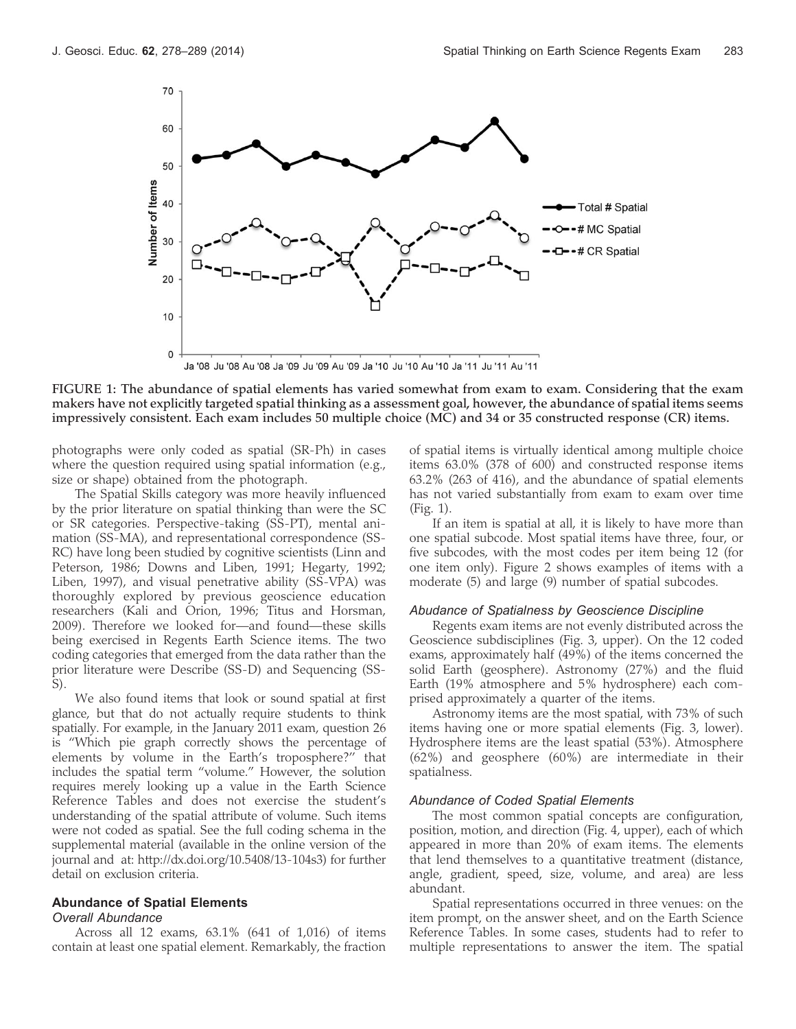70

60

50

40

30

20

10

0

Number of Items

Ja '08 Ju '08 Au '08 Ja '09 Ju '09 Au '09 Ja '10 Ju '10 Au '10 Ja '11 Ju '11 Au '11

Total # Spatial

# MC Spatial

# CR Spatial

**FIGURE 1: The abundance of spatial elements has varied somewhat from exam to exam. Considering that the exam makers have not explicitly targeted spatial thinking as a assessment goal, however, the abundance of spatial items seems impressively consistent. Each exam includes 50 multiple choice (MC) and 34 or 35 constructed response (CR) items.**

photographs were only coded as spatial (SR-Ph) in cases where the question required using spatial information (e.g., size or shape) obtained from the photograph.

The Spatial Skills category was more heavily influenced by the prior literature on spatial thinking than were the SC or SR categories. Perspective-taking (SS-PT), mental animation (SS-MA), and representational correspondence (SS-RC) have long been studied by cognitive scientists (Linn and Peterson, 1986; Downs and Liben, 1991; Hegarty, 1992; Liben, 1997), and visual penetrative ability (SS-VPA) was thoroughly explored by previous geoscience education researchers (Kali and Orion, 1996; Titus and Horsman, 2009). Therefore we looked for—and found—these skills being exercised in Regents Earth Science items. The two coding categories that emerged from the data rather than the prior literature were Describe (SS-D) and Sequencing (SS-S).

We also found items that look or sound spatial at first glance, but that do not actually require students to think spatially. For example, in the January 2011 exam, question 26 is "Which pie graph correctly shows the percentage of elements by volume in the Earth's troposphere?" that includes the spatial term "volume." However, the solution requires merely looking up a value in the Earth Science Reference Tables and does not exercise the student's understanding of the spatial attribute of volume. Such items were not coded as spatial. See the full coding schema in the supplemental material (available in the online version of the journal and at: http://dx.doi.org/10.5408/13-104s3) for further detail on exclusion criteria.

## Abundance of Spatial Elements

### *Overall Abundance*

Across all 12 exams, 63.1% (641 of 1,016) of items contain at least one spatial element. Remarkably, the fraction of spatial items is virtually identical among multiple choice items 63.0% (378 of 600) and constructed response items 63.2% (263 of 416), and the abundance of spatial elements has not varied substantially from exam to exam over time (Fig. 1).

If an item is spatial at all, it is likely to have more than one spatial subcode. Most spatial items have three, four, or five subcodes, with the most codes per item being 12 (for one item only). Figure 2 shows examples of items with a moderate (5) and large (9) number of spatial subcodes.

### *Abundance of Spatialness by Geoscience Discipline*

Regents exam items are not evenly distributed across the Geoscience subdisciplines (Fig. 3, upper). On the 12 coded exams, approximately half (49%) of the items concerned the solid Earth (geosphere). Astronomy (27%) and the fluid Earth (19% atmosphere and 5% hydrosphere) each comprised approximately a quarter of the items.

Astronomy items are the most spatial, with 73% of such items having one or more spatial elements (Fig. 3, lower). Hydrosphere items are the least spatial (53%). Atmosphere (62%) and geosphere (60%) are intermediate in their spatialness.

### *Abundance of Coded Spatial Elements*

The most common spatial concepts are configuration, position, motion, and direction (Fig. 4, upper), each of which appeared in more than 20% of exam items. The elements that lend themselves to a quantitative treatment (distance, angle, gradient, speed, size, volume, and area) are less abundant.

Spatial representations occurred in three venues: on the item prompt, on the answer sheet, and on the Earth Science Reference Tables. In some cases, students had to refer to multiple representations to answer the item. The spatial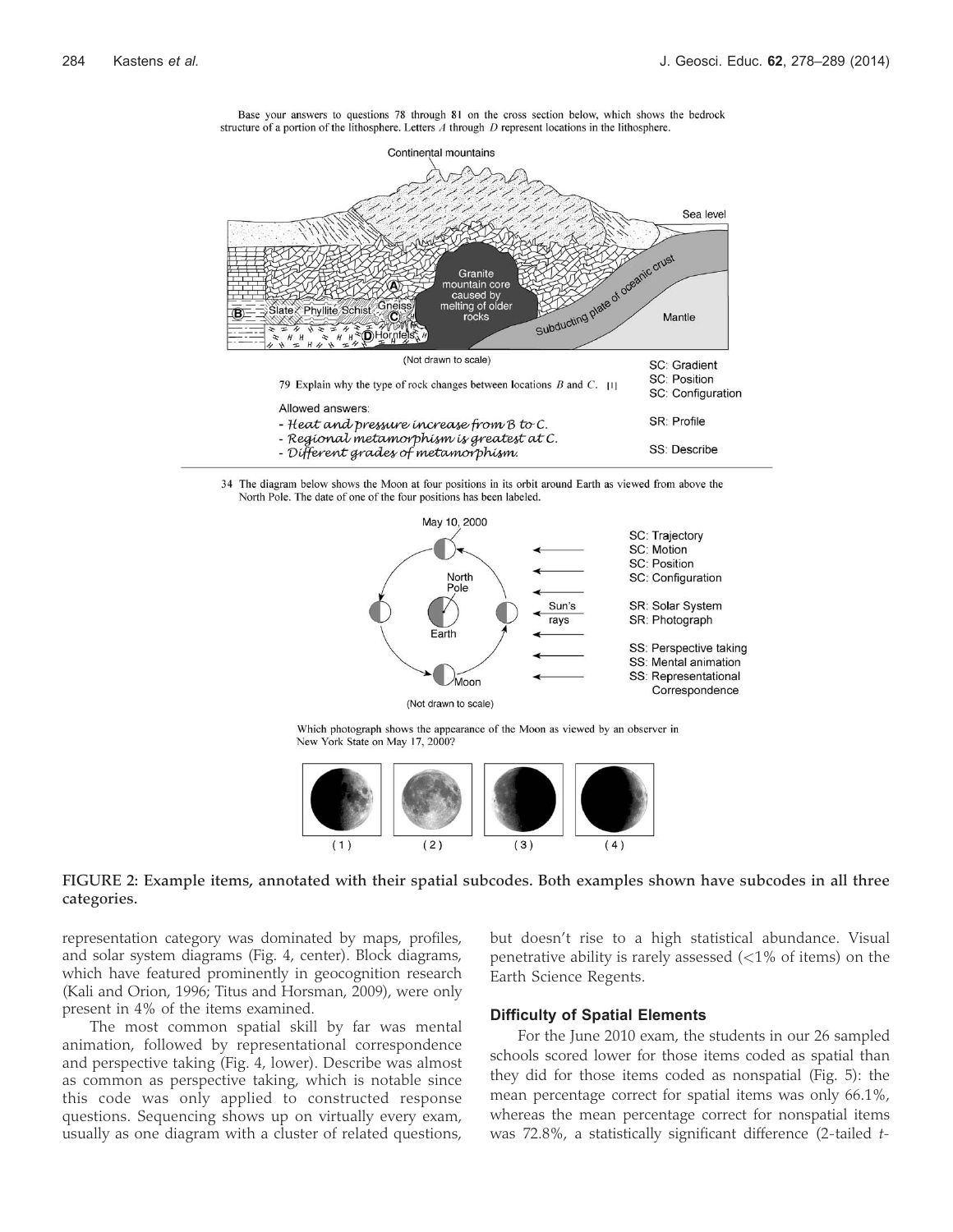Base your answers to questions 78 through 81 on the cross section below, which shows the bedrock structure of a portion of the lithosphere. Letters *A* through *D* represent locations in the lithosphere.

Continental mountains

Sea level

Granite mountain core caused by melting of older rocks

Subducting plate of oceanic crust

Mantle

B Slate Phyllite Schist Gneiss A C D Hornfels

(Not drawn to scale)

79 Explain why the type of rock changes between locations *B* and *C*. [1]

Allowed answers:

- Heat and pressure increase from B to C.
- Regional metamorphism is greatest at C.
- Different grades of metamorphism.

SC: Gradient
SC: Position
SC: Configuration

SR: Profile

SS: Describe

34 The diagram below shows the Moon at four positions in its orbit around Earth as viewed from above the North Pole. The date of one of the four positions has been labeled.

May 10, 2000

North Pole

Earth

Moon

Sun's rays

(Not drawn to scale)

SC: Trajectory
SC: Motion
SC: Position
SC: Configuration

SR: Solar System
SR: Photograph

SS: Perspective taking
SS: Mental animation
SS: Representational Correspondence

Which photograph shows the appearance of the Moon as viewed by an observer in New York State on May 17, 2000?

(1) (2) (3) (4)

**FIGURE 2: Example items, annotated with their spatial subcodes. Both examples shown have subcodes in all three categories.**

representation category was dominated by maps, profiles, and solar system diagrams (Fig. 4, center). Block diagrams, which have featured prominently in geocognition research (Kali and Orion, 1996; Titus and Horsman, 2009), were only present in 4% of the items examined.

The most common spatial skill by far was mental animation, followed by representational correspondence and perspective taking (Fig. 4, lower). Describe was almost as common as perspective taking, which is notable since this code was only applied to constructed response questions. Sequencing shows up on virtually every exam, usually as one diagram with a cluster of related questions, but doesn't rise to a high statistical abundance. Visual penetrative ability is rarely assessed (<1% of items) on the Earth Science Regents.

### Difficulty of Spatial Elements

For the June 2010 exam, the students in our 26 sampled schools scored lower for those items coded as spatial than they did for those items coded as nonspatial (Fig. 5): the mean percentage correct for spatial items was only 66.1%, whereas the mean percentage correct for nonspatial items was 72.8%, a statistically significant difference (2-tailed *t*-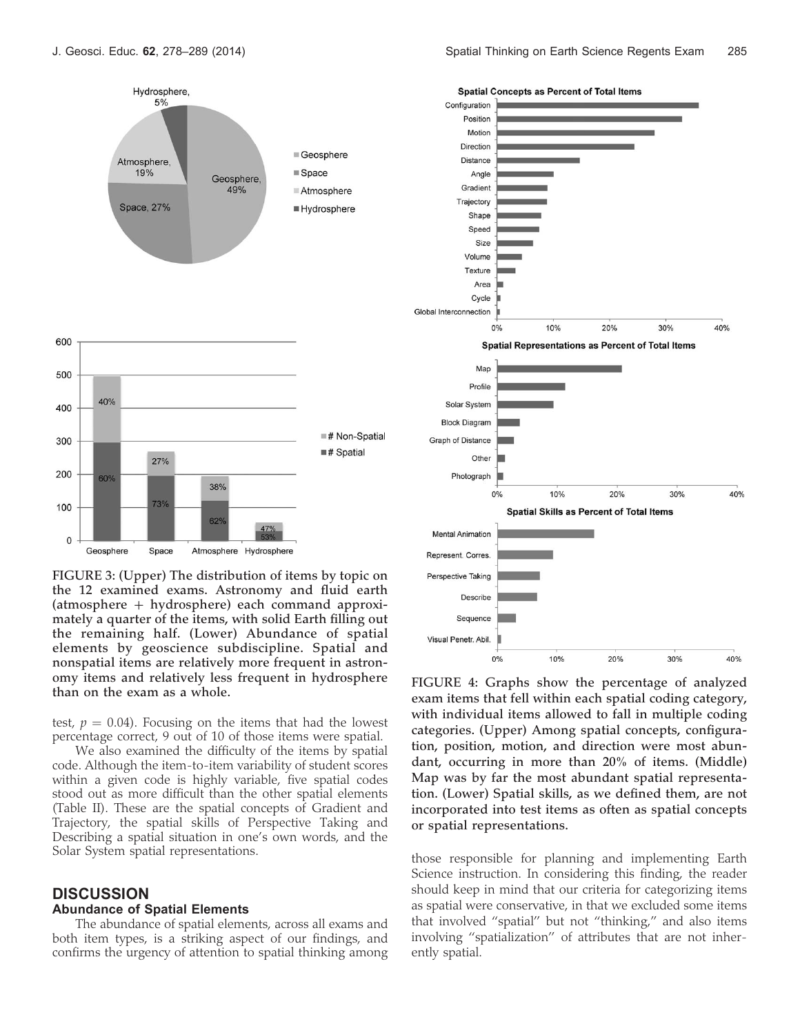Hydrosphere, 5%
Atmosphere, 19%
Geosphere, 49%
Space, 27%

Geosphere
Space
Atmosphere
Hydrosphere

600
500
400
300
200
100
0

40%
60%
27%
73%
38%
62%
47%
53%

Geosphere Space Atmosphere Hydrosphere

# Non-Spatial
# Spatial

FIGURE 3: (Upper) The distribution of items by topic on the 12 examined exams. Astronomy and fluid earth (atmosphere + hydrosphere) each command approximately a quarter of the items, with solid Earth filling out the remaining half. (Lower) Abundance of spatial elements by geoscience subdiscipline. Spatial and nonspatial items are relatively more frequent in astronomy items and relatively less frequent in hydrosphere than on the exam as a whole.

test, $p = 0.04$). Focusing on the items that had the lowest percentage correct, 9 out of 10 of those items were spatial.

We also examined the difficulty of the items by spatial code. Although the item-to-item variability of student scores within a given code is highly variable, five spatial codes stood out as more difficult than the other spatial elements (Table II). These are the spatial concepts of Gradient and Trajectory, the spatial skills of Perspective Taking and Describing a spatial situation in one's own words, and the Solar System spatial representations.

## DISCUSSION

### Abundance of Spatial Elements

The abundance of spatial elements, across all exams and both item types, is a striking aspect of our findings, and confirms the urgency of attention to spatial thinking among those responsible for planning and implementing Earth Science instruction. In considering this finding, the reader should keep in mind that our criteria for categorizing items as spatial were conservative, in that we excluded some items that involved "spatial" but not "thinking," and also items involving "spatialization" of attributes that are not inherently spatial.

**Spatial Concepts as Percent of Total Items**

Configuration
Position
Motion
Direction
Distance
Angle
Gradient
Trajectory
Shape
Speed
Size
Volume
Texture
Area
Cycle
Global Interconnection

0% 10% 20% 30% 40%

**Spatial Representations as Percent of Total Items**

Map
Profile
Solar System
Block Diagram
Graph of Distance
Other
Photograph

0% 10% 20% 30% 40%

**Spatial Skills as Percent of Total Items**

Mental Animation
Represent. Corres.
Perspective Taking
Describe
Sequence
Visual Penetr. Abil.

0% 10% 20% 30% 40%

FIGURE 4: Graphs show the percentage of analyzed exam items that fell within each spatial coding category, with individual items allowed to fall in multiple coding categories. (Upper) Among spatial concepts, configuration, position, motion, and direction were most abundant, occurring in more than 20% of items. (Middle) Map was by far the most abundant spatial representation. (Lower) Spatial skills, as we defined them, are not incorporated into test items as often as spatial concepts or spatial representations.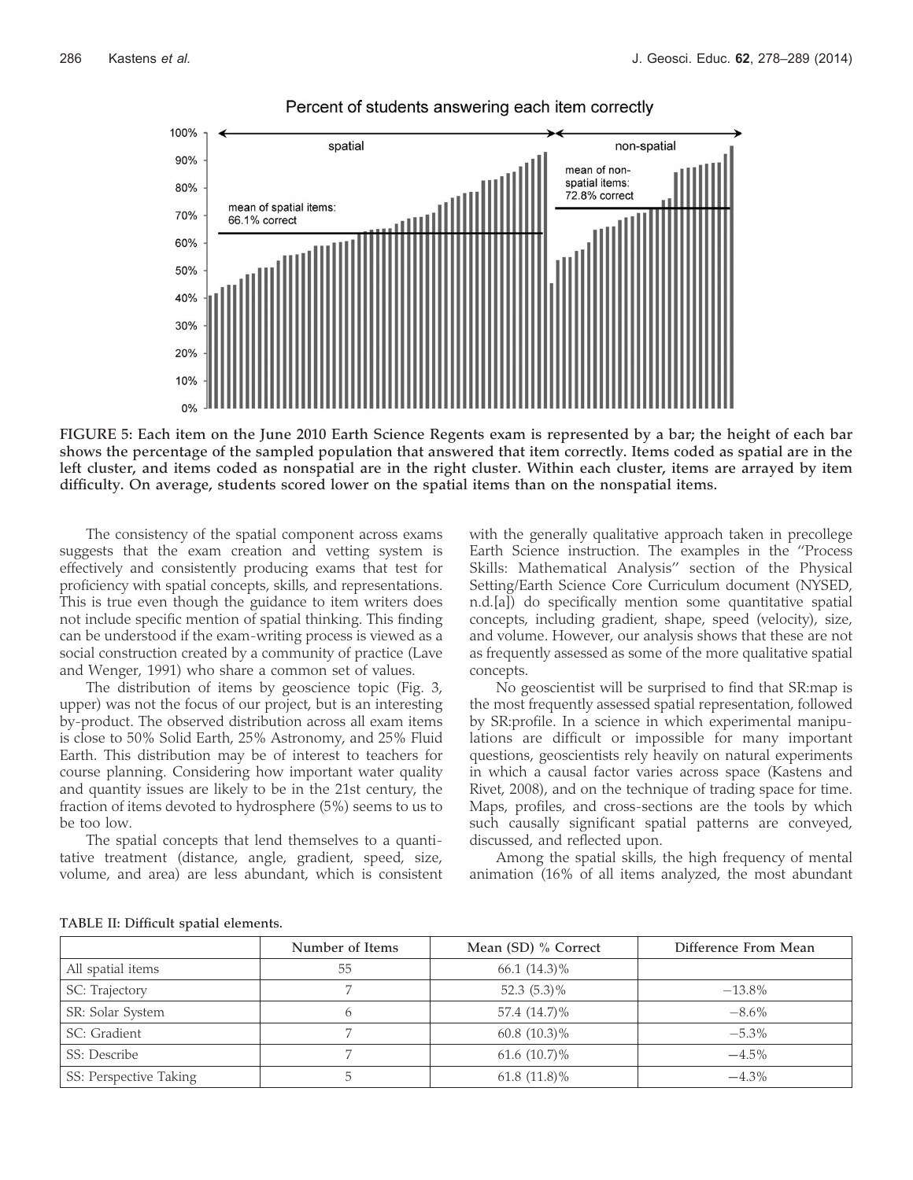FIGURE 5: Each item on the June 2010 Earth Science Regents exam is represented by a bar; the height of each bar shows the percentage of the sampled population that answered that item correctly. Items coded as spatial are in the left cluster, and items coded as nonspatial are in the right cluster. Within each cluster, items are arrayed by item difficulty. On average, students scored lower on the spatial items than on the nonspatial items.

The consistency of the spatial component across exams suggests that the exam creation and vetting system is effectively and consistently producing exams that test for proficiency with spatial concepts, skills, and representations. This is true even though the guidance to item writers does not include specific mention of spatial thinking. This finding can be understood if the exam-writing process is viewed as a social construction created by a community of practice (Lave and Wenger, 1991) who share a common set of values.

The distribution of items by geoscience topic (Fig. 3, upper) was not the focus of our project, but is an interesting by-product. The observed distribution across all exam items is close to 50% Solid Earth, 25% Astronomy, and 25% Fluid Earth. This distribution may be of interest to teachers for course planning. Considering how important water quality and quantity issues are likely to be in the 21st century, the fraction of items devoted to hydrosphere (5%) seems to us to be too low.

The spatial concepts that lend themselves to a quantitative treatment (distance, angle, gradient, speed, size, volume, and area) are less abundant, which is consistent with the generally qualitative approach taken in precollege Earth Science instruction. The examples in the "Process Skills: Mathematical Analysis" section of the Physical Setting/Earth Science Core Curriculum document (NYSED, n.d.[a]) do specifically mention some quantitative spatial concepts, including gradient, shape, speed (velocity), size, and volume. However, our analysis shows that these are not as frequently assessed as some of the more qualitative spatial concepts.

No geoscientist will be surprised to find that SR:map is the most frequently assessed spatial representation, followed by SR:profile. In a science in which experimental manipulations are difficult or impossible for many important questions, geoscientists rely heavily on natural experiments in which a causal factor varies across space (Kastens and Rivet, 2008), and on the technique of trading space for time. Maps, profiles, and cross-sections are the tools by which such causally significant spatial patterns are conveyed, discussed, and reflected upon.

Among the spatial skills, the high frequency of mental animation (16% of all items analyzed, the most abundant

TABLE II: Difficult spatial elements.

| | Number of Items | Mean (SD) % Correct | Difference From Mean |
|---|---|---|---|
| All spatial items | 55 | 66.1 (14.3)% | |
| SC: Trajectory | 7 | 52.3 (5.3)% | −13.8% |
| SR: Solar System | 6 | 57.4 (14.7)% | −8.6% |
| SC: Gradient | 7 | 60.8 (10.3)% | −5.3% |
| SS: Describe | 7 | 61.6 (10.7)% | −4.5% |
| SS: Perspective Taking | 5 | 61.8 (11.8)% | −4.3% |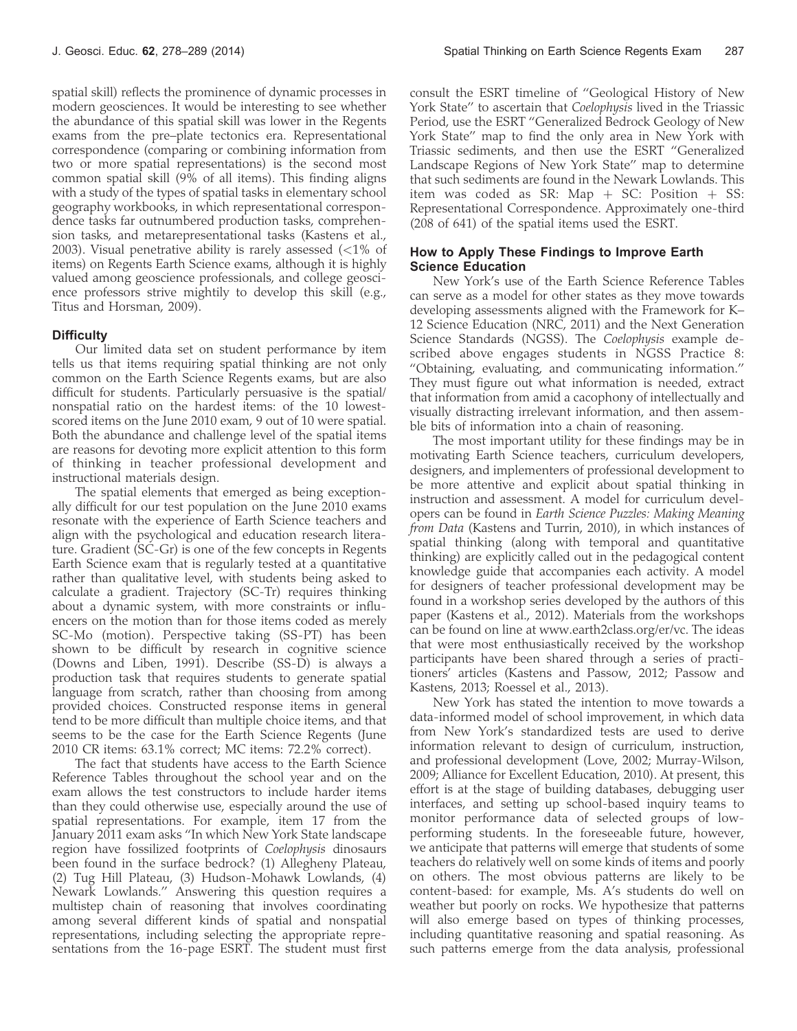spatial skill) reflects the prominence of dynamic processes in modern geosciences. It would be interesting to see whether the abundance of this spatial skill was lower in the Regents exams from the pre–plate tectonics era. Representational correspondence (comparing or combining information from two or more spatial representations) is the second most common spatial skill (9% of all items). This finding aligns with a study of the types of spatial tasks in elementary school geography workbooks, in which representational correspondence tasks far outnumbered production tasks, comprehension tasks, and metarepresentational tasks (Kastens et al., 2003). Visual penetrative ability is rarely assessed (<1% of items) on Regents Earth Science exams, although it is highly valued among geoscience professionals, and college geoscience professors strive mightily to develop this skill (e.g., Titus and Horsman, 2009).

### Difficulty

Our limited data set on student performance by item tells us that items requiring spatial thinking are not only common on the Earth Science Regents exams, but are also difficult for students. Particularly persuasive is the spatial/nonspatial ratio on the hardest items: of the 10 lowest-scored items on the June 2010 exam, 9 out of 10 were spatial. Both the abundance and challenge level of the spatial items are reasons for devoting more explicit attention to this form of thinking in teacher professional development and instructional materials design.

The spatial elements that emerged as being exceptionally difficult for our test population on the June 2010 exams resonate with the experience of Earth Science teachers and align with the psychological and education research literature. Gradient (SC-Gr) is one of the few concepts in Regents Earth Science exam that is regularly tested at a quantitative rather than qualitative level, with students being asked to calculate a gradient. Trajectory (SC-Tr) requires thinking about a dynamic system, with more constraints or influencers on the motion than for those items coded as merely SC-Mo (motion). Perspective taking (SS-PT) has been shown to be difficult by research in cognitive science (Downs and Liben, 1991). Describe (SS-D) is always a production task that requires students to generate spatial language from scratch, rather than choosing from among provided choices. Constructed response items in general tend to be more difficult than multiple choice items, and that seems to be the case for the Earth Science Regents (June 2010 CR items: 63.1% correct; MC items: 72.2% correct).

The fact that students have access to the Earth Science Reference Tables throughout the school year and on the exam allows the test constructors to include harder items than they could otherwise use, especially around the use of spatial representations. For example, item 17 from the January 2011 exam asks "In which New York State landscape region have fossilized footprints of *Coelophysis* dinosaurs been found in the surface bedrock? (1) Allegheny Plateau, (2) Tug Hill Plateau, (3) Hudson-Mohawk Lowlands, (4) Newark Lowlands." Answering this question requires a multistep chain of reasoning that involves coordinating among several different kinds of spatial and nonspatial representations, including selecting the appropriate representations from the 16-page ESRT. The student must first consult the ESRT timeline of "Geological History of New York State" to ascertain that *Coelophysis* lived in the Triassic Period, use the ESRT "Generalized Bedrock Geology of New York State" map to find the only area in New York with Triassic sediments, and then use the ESRT "Generalized Landscape Regions of New York State" map to determine that such sediments are found in the Newark Lowlands. This item was coded as SR: Map + SC: Position + SS: Representational Correspondence. Approximately one-third (208 of 641) of the spatial items used the ESRT.

### How to Apply These Findings to Improve Earth Science Education

New York's use of the Earth Science Reference Tables can serve as a model for other states as they move towards developing assessments aligned with the Framework for K–12 Science Education (NRC, 2011) and the Next Generation Science Standards (NGSS). The *Coelophysis* example described above engages students in NGSS Practice 8: "Obtaining, evaluating, and communicating information." They must figure out what information is needed, extract that information from amid a cacophony of intellectually and visually distracting irrelevant information, and then assemble bits of information into a chain of reasoning.

The most important utility for these findings may be in motivating Earth Science teachers, curriculum developers, designers, and implementers of professional development to be more attentive and explicit about spatial thinking in instruction and assessment. A model for curriculum developers can be found in *Earth Science Puzzles: Making Meaning from Data* (Kastens and Turrin, 2010), in which instances of spatial thinking (along with temporal and quantitative thinking) are explicitly called out in the pedagogical content knowledge guide that accompanies each activity. A model for designers of teacher professional development may be found in a workshop series developed by the authors of this paper (Kastens et al., 2012). Materials from the workshops can be found on line at www.earth2class.org/er/vc. The ideas that were most enthusiastically received by the workshop participants have been shared through a series of practitioners' articles (Kastens and Passow, 2012; Passow and Kastens, 2013; Roessel et al., 2013).

New York has stated the intention to move towards a data-informed model of school improvement, in which data from New York's standardized tests are used to derive information relevant to design of curriculum, instruction, and professional development (Love, 2002; Murray-Wilson, 2009; Alliance for Excellent Education, 2010). At present, this effort is at the stage of building databases, debugging user interfaces, and setting up school-based inquiry teams to monitor performance data of selected groups of low-performing students. In the foreseeable future, however, we anticipate that patterns will emerge that students of some teachers do relatively well on some kinds of items and poorly on others. The most obvious patterns are likely to be content-based: for example, Ms. A's students do well on weather but poorly on rocks. We hypothesize that patterns will also emerge based on types of thinking processes, including quantitative reasoning and spatial reasoning. As such patterns emerge from the data analysis, professional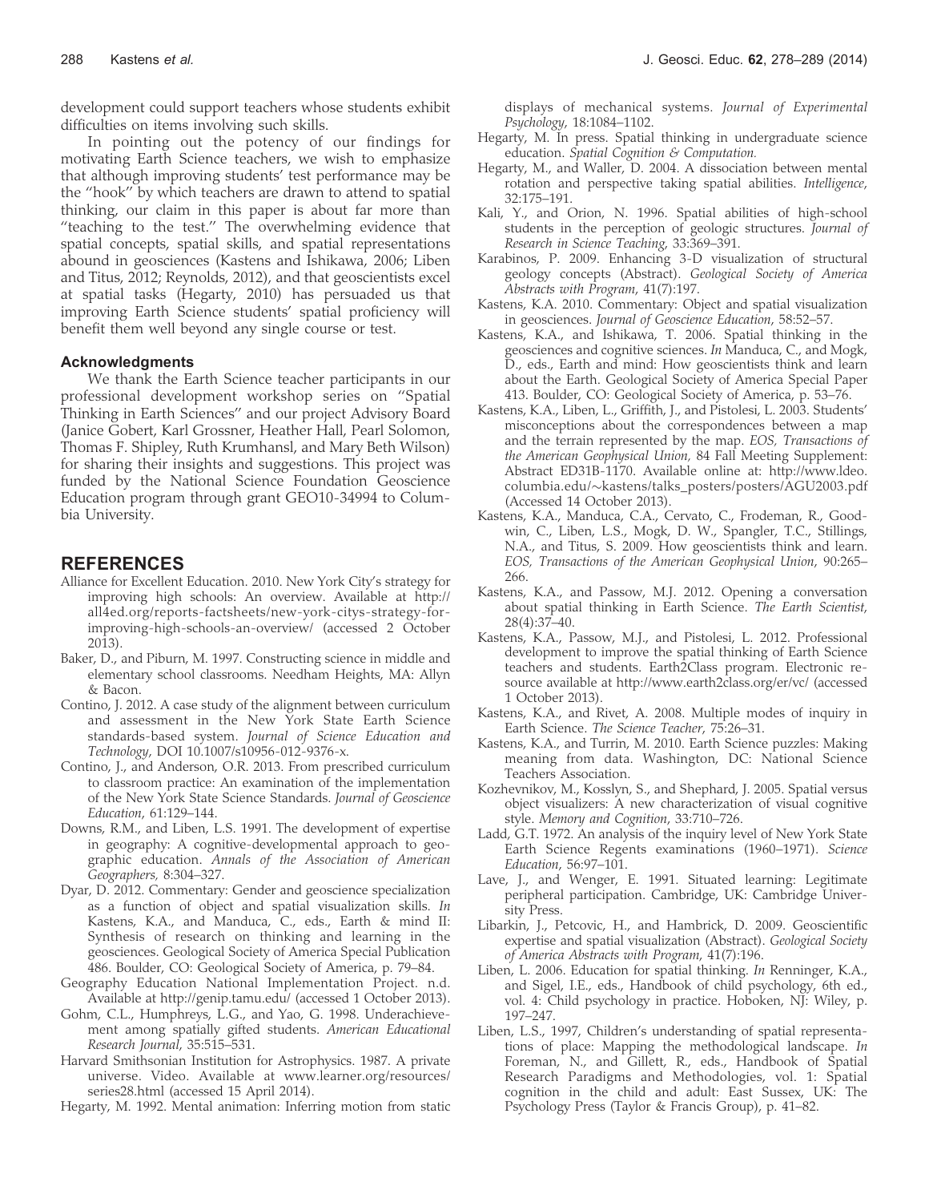development could support teachers whose students exhibit difficulties on items involving such skills.

In pointing out the potency of our findings for motivating Earth Science teachers, we wish to emphasize that although improving students' test performance may be the "hook" by which teachers are drawn to attend to spatial thinking, our claim in this paper is about far more than "teaching to the test." The overwhelming evidence that spatial concepts, spatial skills, and spatial representations abound in geosciences (Kastens and Ishikawa, 2006; Liben and Titus, 2012; Reynolds, 2012), and that geoscientists excel at spatial tasks (Hegarty, 2010) has persuaded us that improving Earth Science students' spatial proficiency will benefit them well beyond any single course or test.

### Acknowledgments

We thank the Earth Science teacher participants in our professional development workshop series on "Spatial Thinking in Earth Sciences" and our project Advisory Board (Janice Gobert, Karl Grossner, Heather Hall, Pearl Solomon, Thomas F. Shipley, Ruth Krumhansl, and Mary Beth Wilson) for sharing their insights and suggestions. This project was funded by the National Science Foundation Geoscience Education program through grant GEO10-34994 to Columbia University.

## REFERENCES

Alliance for Excellent Education. 2010. New York City's strategy for improving high schools: An overview. Available at http://all4ed.org/reports-factsheets/new-york-citys-strategy-for-improving-high-schools-an-overview/ (accessed 2 October 2013).

Baker, D., and Piburn, M. 1997. Constructing science in middle and elementary school classrooms. Needham Heights, MA: Allyn & Bacon.

Contino, J. 2012. A case study of the alignment between curriculum and assessment in the New York State Earth Science standards-based system. *Journal of Science Education and Technology*, DOI 10.1007/s10956-012-9376-x.

Contino, J., and Anderson, O.R. 2013. From prescribed curriculum to classroom practice: An examination of the implementation of the New York State Science Standards. *Journal of Geoscience Education*, 61:129–144.

Downs, R.M., and Liben, L.S. 1991. The development of expertise in geography: A cognitive-developmental approach to geographic education. *Annals of the Association of American Geographers*, 8:304–327.

Dyar, D. 2012. Commentary: Gender and geoscience specialization as a function of object and spatial visualization skills. *In* Kastens, K.A., and Manduca, C., eds., Earth & mind II: Synthesis of research on thinking and learning in the geosciences. Geological Society of America Special Publication 486. Boulder, CO: Geological Society of America, p. 79–84.

Geography Education National Implementation Project. n.d. Available at http://genip.tamu.edu/ (accessed 1 October 2013).

Gohm, C.L., Humphreys, L.G., and Yao, G. 1998. Underachievement among spatially gifted students. *American Educational Research Journal*, 35:515–531.

Harvard Smithsonian Institution for Astrophysics. 1987. A private universe. Video. Available at www.learner.org/resources/series28.html (accessed 15 April 2014).

Hegarty, M. 1992. Mental animation: Inferring motion from static displays of mechanical systems. *Journal of Experimental Psychology*, 18:1084–1102.

Hegarty, M. In press. Spatial thinking in undergraduate science education. *Spatial Cognition & Computation.*

Hegarty, M., and Waller, D. 2004. A dissociation between mental rotation and perspective taking spatial abilities. *Intelligence*, 32:175–191.

Kali, Y., and Orion, N. 1996. Spatial abilities of high-school students in the perception of geologic structures. *Journal of Research in Science Teaching*, 33:369–391.

Karabinos, P. 2009. Enhancing 3-D visualization of structural geology concepts (Abstract). *Geological Society of America Abstracts with Program*, 41(7):197.

Kastens, K.A. 2010. Commentary: Object and spatial visualization in geosciences. *Journal of Geoscience Education*, 58:52–57.

Kastens, K.A., and Ishikawa, T. 2006. Spatial thinking in the geosciences and cognitive sciences. *In* Manduca, C., and Mogk, D., eds., Earth and mind: How geoscientists think and learn about the Earth. Geological Society of America Special Paper 413. Boulder, CO: Geological Society of America, p. 53–76.

Kastens, K.A., Liben, L., Griffith, J., and Pistolesi, L. 2003. Students' misconceptions about the correspondences between a map and the terrain represented by the map. *EOS, Transactions of the American Geophysical Union,* 84 Fall Meeting Supplement: Abstract ED31B-1170. Available online at: http://www.ldeo.columbia.edu/~kastens/talks_posters/posters/AGU2003.pdf (Accessed 14 October 2013).

Kastens, K.A., Manduca, C.A., Cervato, C., Frodeman, R., Goodwin, C., Liben, L.S., Mogk, D. W., Spangler, T.C., Stillings, N.A., and Titus, S. 2009. How geoscientists think and learn. *EOS, Transactions of the American Geophysical Union*, 90:265–266.

Kastens, K.A., and Passow, M.J. 2012. Opening a conversation about spatial thinking in Earth Science. *The Earth Scientist*, 28(4):37–40.

Kastens, K.A., Passow, M.J., and Pistolesi, L. 2012. Professional development to improve the spatial thinking of Earth Science teachers and students. Earth2Class program. Electronic resource available at http://www.earth2class.org/er/vc/ (accessed 1 October 2013).

Kastens, K.A., and Rivet, A. 2008. Multiple modes of inquiry in Earth Science. *The Science Teacher*, 75:26–31.

Kastens, K.A., and Turrin, M. 2010. Earth Science puzzles: Making meaning from data. Washington, DC: National Science Teachers Association.

Kozhevnikov, M., Kosslyn, S., and Shephard, J. 2005. Spatial versus object visualizers: A new characterization of visual cognitive style. *Memory and Cognition*, 33:710–726.

Ladd, G.T. 1972. An analysis of the inquiry level of New York State Earth Science Regents examinations (1960–1971). *Science Education*, 56:97–101.

Lave, J., and Wenger, E. 1991. Situated learning: Legitimate peripheral participation. Cambridge, UK: Cambridge University Press.

Libarkin, J., Petcovic, H., and Hambrick, D. 2009. Geoscientific expertise and spatial visualization (Abstract). *Geological Society of America Abstracts with Program*, 41(7):196.

Liben, L. 2006. Education for spatial thinking. *In* Renninger, K.A., and Sigel, I.E., eds., Handbook of child psychology, 6th ed., vol. 4: Child psychology in practice. Hoboken, NJ: Wiley, p. 197–247.

Liben, L.S., 1997, Children's understanding of spatial representations of place: Mapping the methodological landscape. *In* Foreman, N., and Gillett, R., eds., Handbook of Spatial Research Paradigms and Methodologies, vol. 1: Spatial cognition in the child and adult: East Sussex, UK: The Psychology Press (Taylor & Francis Group), p. 41–82.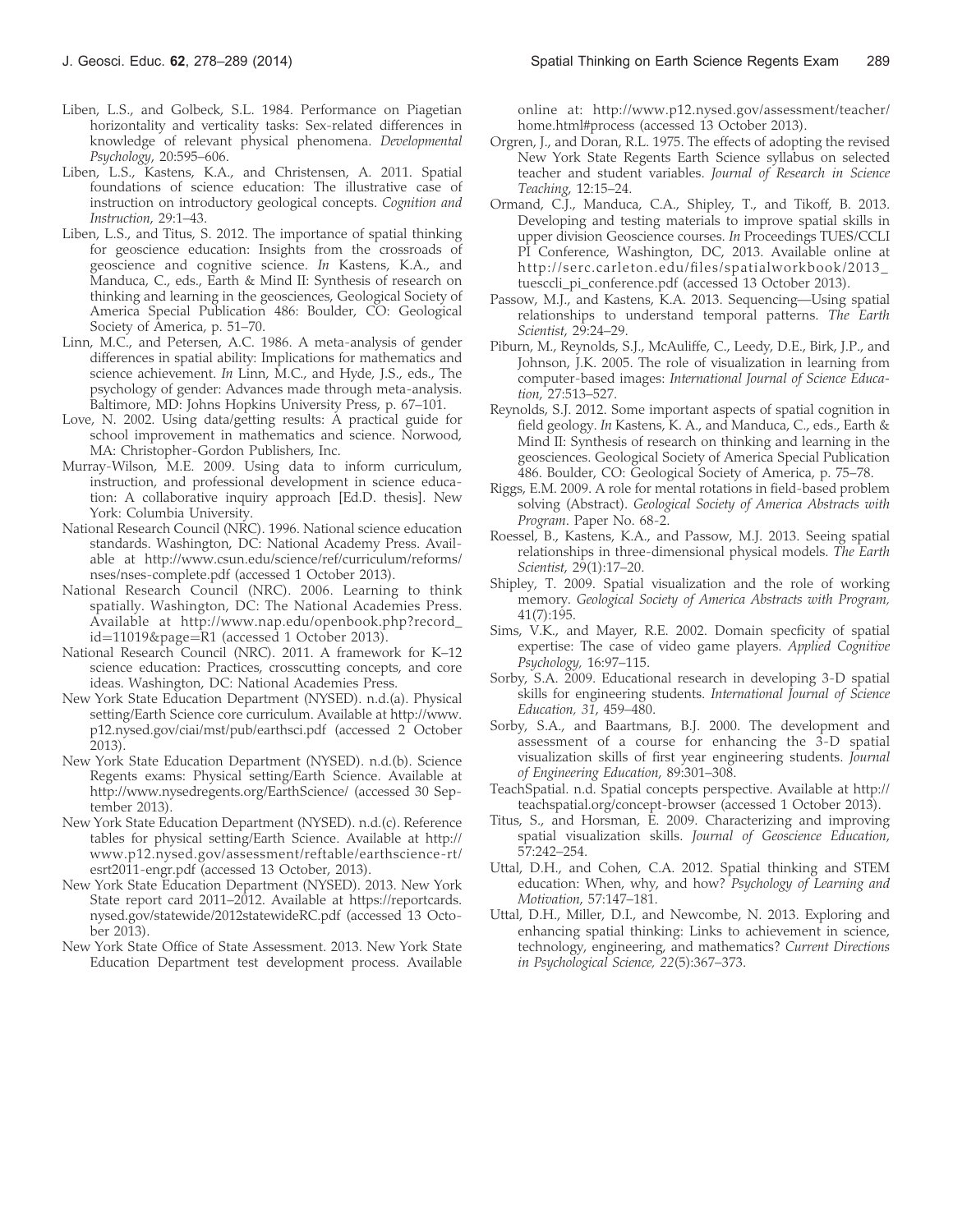Liben, L.S., and Golbeck, S.L. 1984. Performance on Piagetian horizontality and verticality tasks: Sex-related differences in knowledge of relevant physical phenomena. *Developmental Psychology*, 20:595–606.

Liben, L.S., Kastens, K.A., and Christensen, A. 2011. Spatial foundations of science education: The illustrative case of instruction on introductory geological concepts. *Cognition and Instruction*, 29:1–43.

Liben, L.S., and Titus, S. 2012. The importance of spatial thinking for geoscience education: Insights from the crossroads of geoscience and cognitive science. *In* Kastens, K.A., and Manduca, C., eds., Earth & Mind II: Synthesis of research on thinking and learning in the geosciences, Geological Society of America Special Publication 486: Boulder, CO: Geological Society of America, p. 51–70.

Linn, M.C., and Petersen, A.C. 1986. A meta-analysis of gender differences in spatial ability: Implications for mathematics and science achievement. *In* Linn, M.C., and Hyde, J.S., eds., The psychology of gender: Advances made through meta-analysis. Baltimore, MD: Johns Hopkins University Press, p. 67–101.

Love, N. 2002. Using data/getting results: A practical guide for school improvement in mathematics and science. Norwood, MA: Christopher-Gordon Publishers, Inc.

Murray-Wilson, M.E. 2009. Using data to inform curriculum, instruction, and professional development in science education: A collaborative inquiry approach [Ed.D. thesis]. New York: Columbia University.

National Research Council (NRC). 1996. National science education standards. Washington, DC: National Academy Press. Available at http://www.csun.edu/science/ref/curriculum/reforms/nses/nses-complete.pdf (accessed 1 October 2013).

National Research Council (NRC). 2006. Learning to think spatially. Washington, DC: The National Academies Press. Available at http://www.nap.edu/openbook.php?record_id=11019&page=R1 (accessed 1 October 2013).

National Research Council (NRC). 2011. A framework for K–12 science education: Practices, crosscutting concepts, and core ideas. Washington, DC: National Academies Press.

New York State Education Department (NYSED). n.d.(a). Physical setting/Earth Science core curriculum. Available at http://www.p12.nysed.gov/ciai/mst/pub/earthsci.pdf (accessed 2 October 2013).

New York State Education Department (NYSED). n.d.(b). Science Regents exams: Physical setting/Earth Science. Available at http://www.nysedregents.org/EarthScience/ (accessed 30 September 2013).

New York State Education Department (NYSED). n.d.(c). Reference tables for physical setting/Earth Science. Available at http://www.p12.nysed.gov/assessment/reftable/earthscience-rt/esrt2011-engr.pdf (accessed 13 October, 2013).

New York State Education Department (NYSED). 2013. New York State report card 2011–2012. Available at https://reportcards.nysed.gov/statewide/2012statewideRC.pdf (accessed 13 October 2013).

New York State Office of State Assessment. 2013. New York State Education Department test development process. Available online at: http://www.p12.nysed.gov/assessment/teacher/home.html#process (accessed 13 October 2013).

Orgren, J., and Doran, R.L. 1975. The effects of adopting the revised New York State Regents Earth Science syllabus on selected teacher and student variables. *Journal of Research in Science Teaching*, 12:15–24.

Ormand, C.J., Manduca, C.A., Shipley, T., and Tikoff, B. 2013. Developing and testing materials to improve spatial skills in upper division Geoscience courses. *In* Proceedings TUES/CCLI PI Conference, Washington, DC, 2013. Available online at http://serc.carleton.edu/files/spatialworkbook/2013_tuesccli_pi_conference.pdf (accessed 13 October 2013).

Passow, M.J., and Kastens, K.A. 2013. Sequencing—Using spatial relationships to understand temporal patterns. *The Earth Scientist*, 29:24–29.

Piburn, M., Reynolds, S.J., McAuliffe, C., Leedy, D.E., Birk, J.P., and Johnson, J.K. 2005. The role of visualization in learning from computer-based images: *International Journal of Science Education*, 27:513–527.

Reynolds, S.J. 2012. Some important aspects of spatial cognition in field geology. *In* Kastens, K. A., and Manduca, C., eds., Earth & Mind II: Synthesis of research on thinking and learning in the geosciences. Geological Society of America Special Publication 486. Boulder, CO: Geological Society of America, p. 75–78.

Riggs, E.M. 2009. A role for mental rotations in field-based problem solving (Abstract). *Geological Society of America Abstracts with Program*. Paper No. 68-2.

Roessel, B., Kastens, K.A., and Passow, M.J. 2013. Seeing spatial relationships in three-dimensional physical models. *The Earth Scientist*, 29(1):17–20.

Shipley, T. 2009. Spatial visualization and the role of working memory. *Geological Society of America Abstracts with Program,* 41(7):195.

Sims, V.K., and Mayer, R.E. 2002. Domain specficity of spatial expertise: The case of video game players. *Applied Cognitive Psychology,* 16:97–115.

Sorby, S.A. 2009. Educational research in developing 3-D spatial skills for engineering students. *International Journal of Science Education, 31*, 459–480.

Sorby, S.A., and Baartmans, B.J. 2000. The development and assessment of a course for enhancing the 3-D spatial visualization skills of first year engineering students. *Journal of Engineering Education*, 89:301–308.

TeachSpatial. n.d. Spatial concepts perspective. Available at http://teachspatial.org/concept-browser (accessed 1 October 2013).

Titus, S., and Horsman, E. 2009. Characterizing and improving spatial visualization skills. *Journal of Geoscience Education*, 57:242–254.

Uttal, D.H., and Cohen, C.A. 2012. Spatial thinking and STEM education: When, why, and how? *Psychology of Learning and Motivation*, 57:147–181.

Uttal, D.H., Miller, D.I., and Newcombe, N. 2013. Exploring and enhancing spatial thinking: Links to achievement in science, technology, engineering, and mathematics? *Current Directions in Psychological Science, 22*(5):367–373.